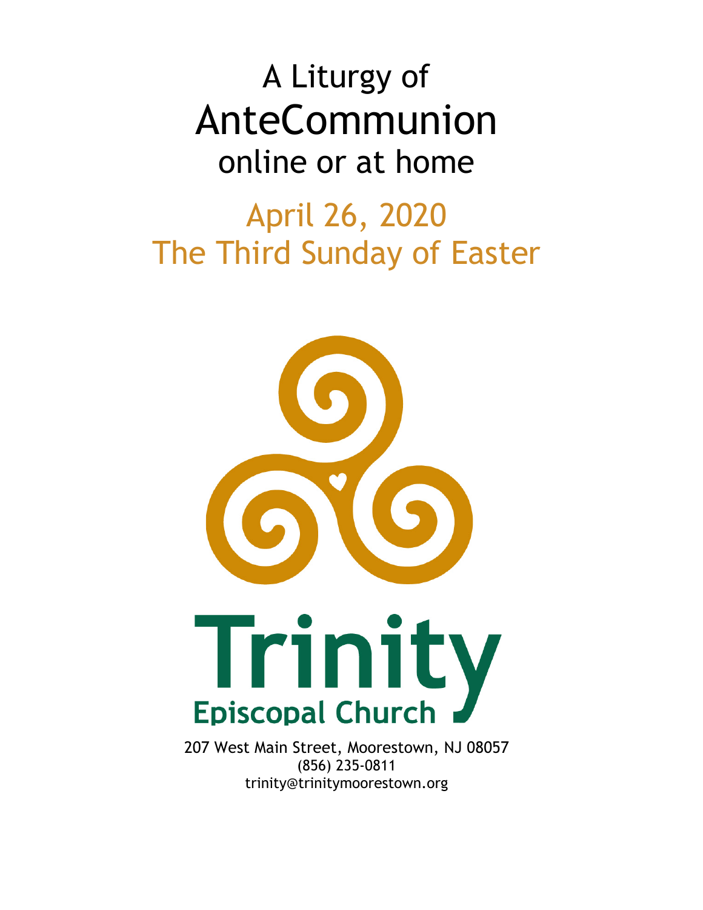# A Liturgy of AnteCommunion online or at home

## April 26, 2020
## The Third Sunday of Easter

Trinity
Episcopal Church

207 West Main Street, Moorestown, NJ 08057
(856) 235-0811
trinity@trinitymoorestown.org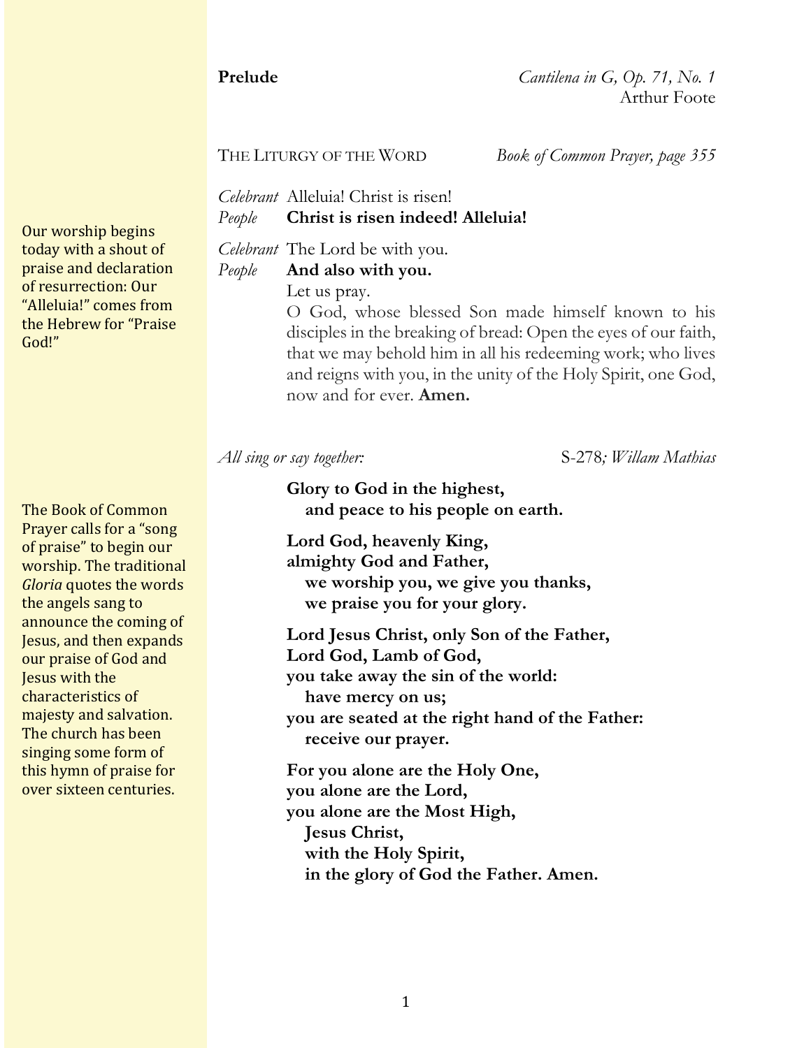**Prelude** *Cantilena in G, Op. 71, No. 1*
Arthur Foote

THE LITURGY OF THE WORD *Book of Common Prayer, page 355*

Our worship begins today with a shout of praise and declaration of resurrection: Our "Alleluia!" comes from the Hebrew for "Praise God!"

*Celebrant* Alleluia! Christ is risen!
*People* **Christ is risen indeed! Alleluia!**

*Celebrant* The Lord be with you.
*People* **And also with you.**
Let us pray.
O God, whose blessed Son made himself known to his disciples in the breaking of bread: Open the eyes of our faith, that we may behold him in all his redeeming work; who lives and reigns with you, in the unity of the Holy Spirit, one God, now and for ever. **Amen.**

*All sing or say together:* S-278*; Willam Mathias*

The Book of Common Prayer calls for a "song of praise" to begin our worship. The traditional *Gloria* quotes the words the angels sang to announce the coming of Jesus, and then expands our praise of God and Jesus with the characteristics of majesty and salvation. The church has been singing some form of this hymn of praise for over sixteen centuries.

**Glory to God in the highest,**
**and peace to his people on earth.**

**Lord God, heavenly King,**
**almighty God and Father,**
**we worship you, we give you thanks,**
**we praise you for your glory.**

**Lord Jesus Christ, only Son of the Father,**
**Lord God, Lamb of God,**
**you take away the sin of the world:**
**have mercy on us;**
**you are seated at the right hand of the Father:**
**receive our prayer.**

**For you alone are the Holy One,**
**you alone are the Lord,**
**you alone are the Most High,**
**Jesus Christ,**
**with the Holy Spirit,**
**in the glory of God the Father. Amen.**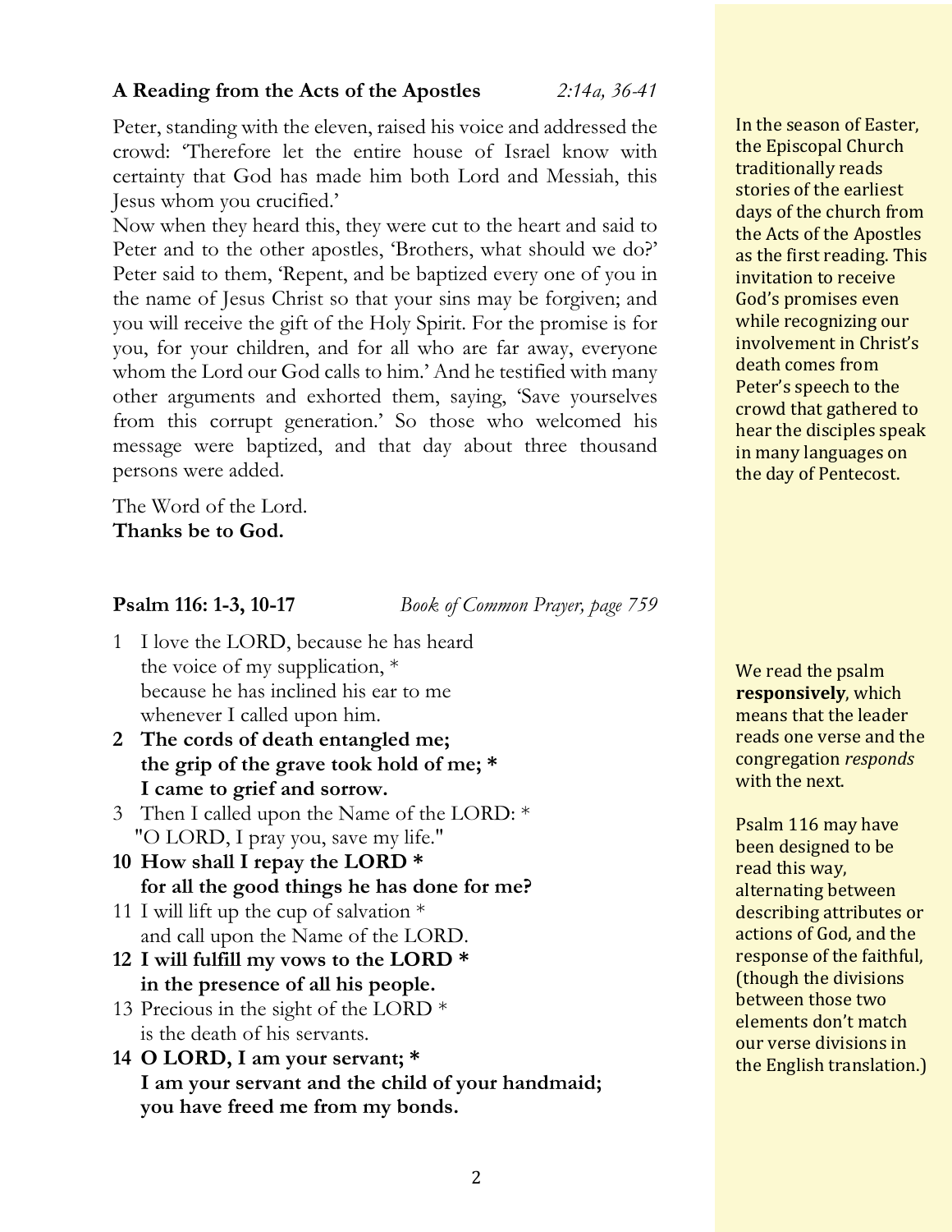**A Reading from the Acts of the Apostles** *2:14a, 36-41*

Peter, standing with the eleven, raised his voice and addressed the crowd: 'Therefore let the entire house of Israel know with certainty that God has made him both Lord and Messiah, this Jesus whom you crucified.'
Now when they heard this, they were cut to the heart and said to Peter and to the other apostles, 'Brothers, what should we do?' Peter said to them, 'Repent, and be baptized every one of you in the name of Jesus Christ so that your sins may be forgiven; and you will receive the gift of the Holy Spirit. For the promise is for you, for your children, and for all who are far away, everyone whom the Lord our God calls to him.' And he testified with many other arguments and exhorted them, saying, 'Save yourselves from this corrupt generation.' So those who welcomed his message were baptized, and that day about three thousand persons were added.

The Word of the Lord.
**Thanks be to God.**

In the season of Easter, the Episcopal Church traditionally reads stories of the earliest days of the church from the Acts of the Apostles as the first reading. This invitation to receive God's promises even while recognizing our involvement in Christ's death comes from Peter's speech to the crowd that gathered to hear the disciples speak in many languages on the day of Pentecost.

**Psalm 116: 1-3, 10-17** *Book of Common Prayer, page 759*

1 I love the LORD, because he has heard
the voice of my supplication, *
because he has inclined his ear to me
whenever I called upon him.

**2 The cords of death entangled me;**
**the grip of the grave took hold of me; ***
**I came to grief and sorrow.**

3 Then I called upon the Name of the LORD: *
"O LORD, I pray you, save my life."

**10 How shall I repay the LORD ***
**for all the good things he has done for me?**

11 I will lift up the cup of salvation *
and call upon the Name of the LORD.

**12 I will fulfill my vows to the LORD ***
**in the presence of all his people.**

13 Precious in the sight of the LORD *
is the death of his servants.

**14 O LORD, I am your servant; ***
**I am your servant and the child of your handmaid;**
**you have freed me from my bonds.**

We read the psalm **responsively**, which means that the leader reads one verse and the congregation *responds* with the next.

Psalm 116 may have been designed to be read this way, alternating between describing attributes or actions of God, and the response of the faithful, (though the divisions between those two elements don't match our verse divisions in the English translation.)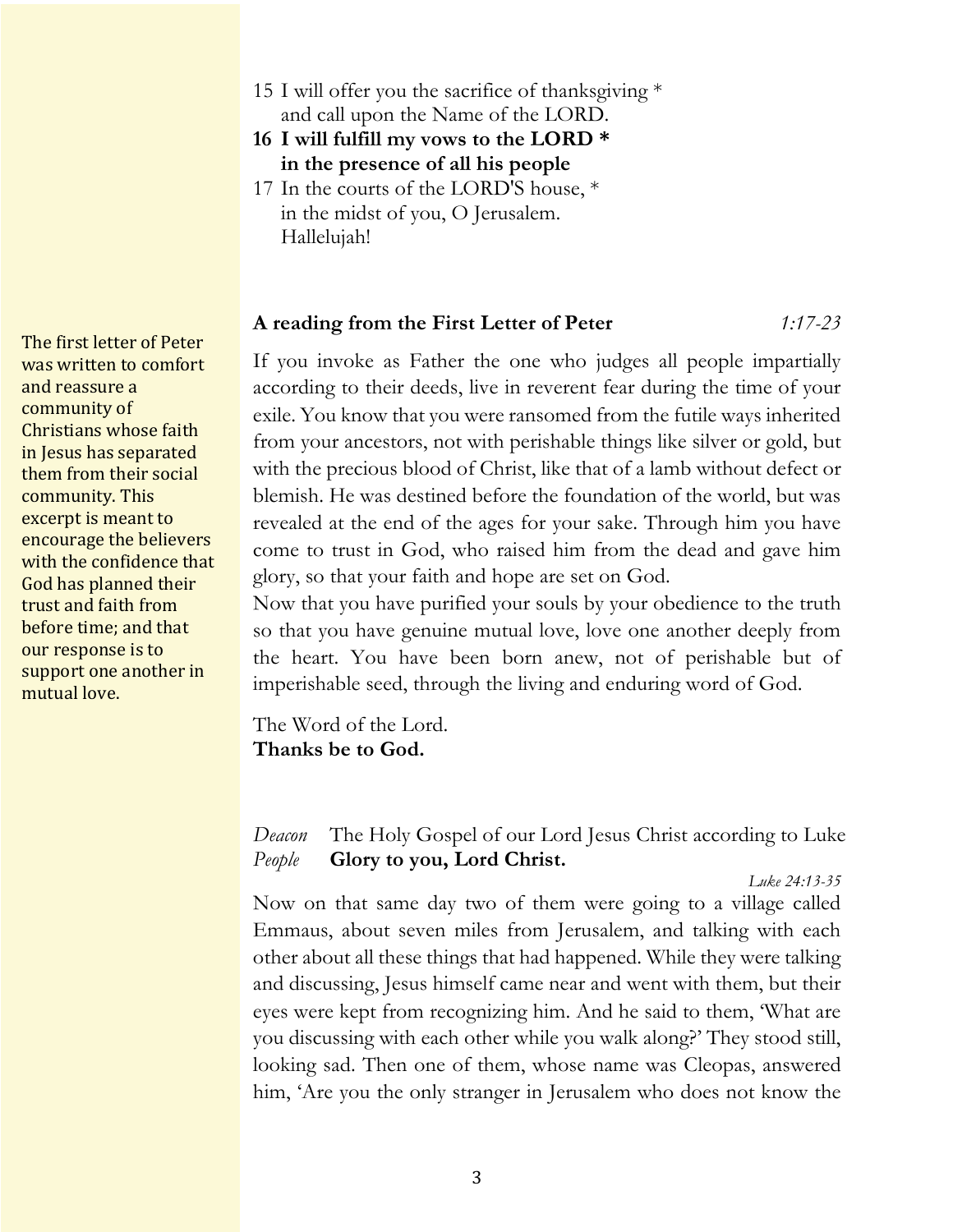15 I will offer you the sacrifice of thanksgiving *
   and call upon the Name of the LORD.

**16 I will fulfill my vows to the LORD ***
   **in the presence of all his people**

17 In the courts of the LORD'S house, *
   in the midst of you, O Jerusalem.
   Hallelujah!

The first letter of Peter was written to comfort and reassure a community of Christians whose faith in Jesus has separated them from their social community. This excerpt is meant to encourage the believers with the confidence that God has planned their trust and faith from before time; and that our response is to support one another in mutual love.

**A reading from the First Letter of Peter** *1:17-23*

If you invoke as Father the one who judges all people impartially according to their deeds, live in reverent fear during the time of your exile. You know that you were ransomed from the futile ways inherited from your ancestors, not with perishable things like silver or gold, but with the precious blood of Christ, like that of a lamb without defect or blemish. He was destined before the foundation of the world, but was revealed at the end of the ages for your sake. Through him you have come to trust in God, who raised him from the dead and gave him glory, so that your faith and hope are set on God.
Now that you have purified your souls by your obedience to the truth so that you have genuine mutual love, love one another deeply from the heart. You have been born anew, not of perishable but of imperishable seed, through the living and enduring word of God.

The Word of the Lord.
**Thanks be to God.**

*Deacon* The Holy Gospel of our Lord Jesus Christ according to Luke
*People* **Glory to you, Lord Christ.**

*Luke 24:13-35*

Now on that same day two of them were going to a village called Emmaus, about seven miles from Jerusalem, and talking with each other about all these things that had happened. While they were talking and discussing, Jesus himself came near and went with them, but their eyes were kept from recognizing him. And he said to them, 'What are you discussing with each other while you walk along?' They stood still, looking sad. Then one of them, whose name was Cleopas, answered him, 'Are you the only stranger in Jerusalem who does not know the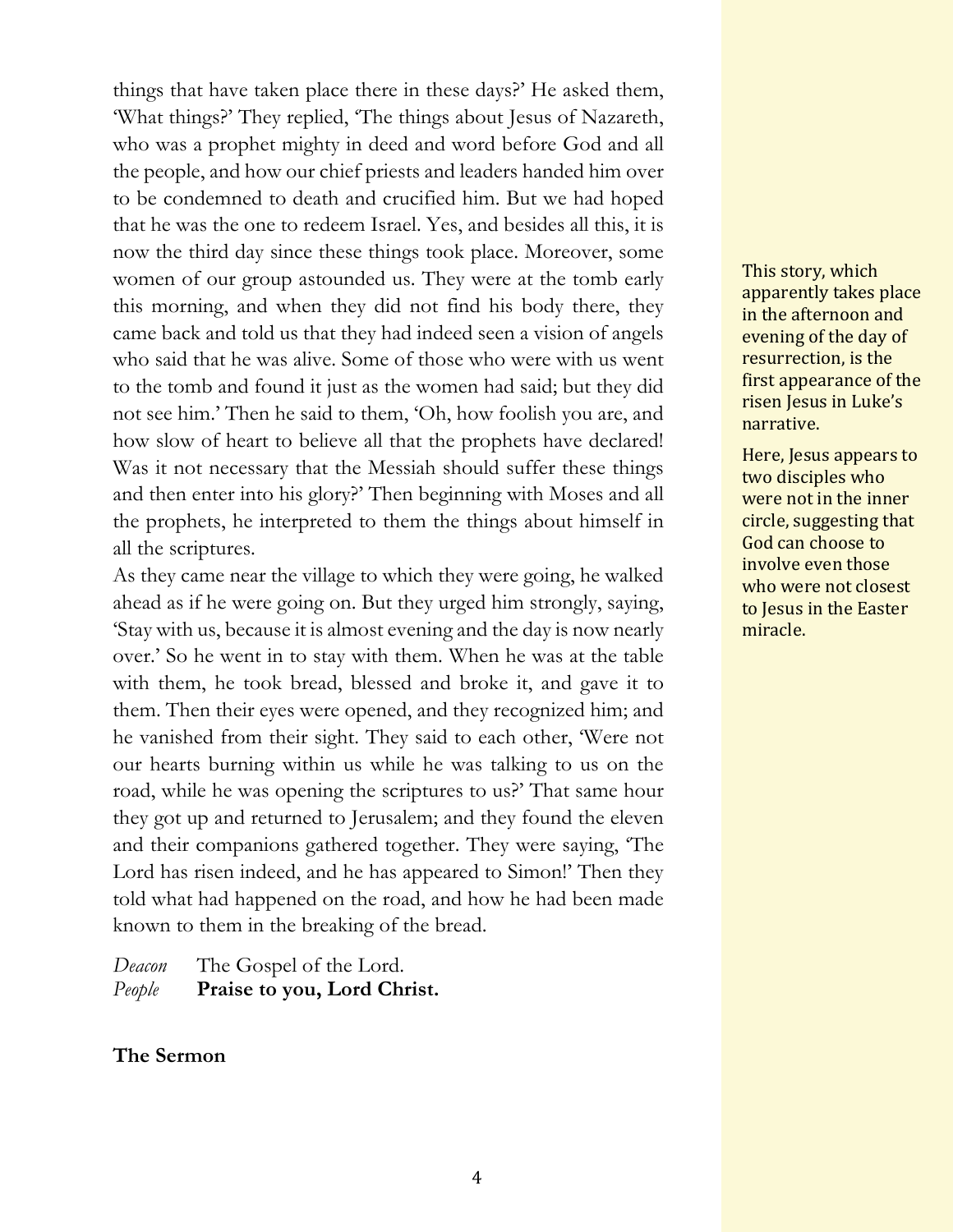things that have taken place there in these days?' He asked them, 'What things?' They replied, 'The things about Jesus of Nazareth, who was a prophet mighty in deed and word before God and all the people, and how our chief priests and leaders handed him over to be condemned to death and crucified him. But we had hoped that he was the one to redeem Israel. Yes, and besides all this, it is now the third day since these things took place. Moreover, some women of our group astounded us. They were at the tomb early this morning, and when they did not find his body there, they came back and told us that they had indeed seen a vision of angels who said that he was alive. Some of those who were with us went to the tomb and found it just as the women had said; but they did not see him.' Then he said to them, 'Oh, how foolish you are, and how slow of heart to believe all that the prophets have declared! Was it not necessary that the Messiah should suffer these things and then enter into his glory?' Then beginning with Moses and all the prophets, he interpreted to them the things about himself in all the scriptures.

As they came near the village to which they were going, he walked ahead as if he were going on. But they urged him strongly, saying, 'Stay with us, because it is almost evening and the day is now nearly over.' So he went in to stay with them. When he was at the table with them, he took bread, blessed and broke it, and gave it to them. Then their eyes were opened, and they recognized him; and he vanished from their sight. They said to each other, 'Were not our hearts burning within us while he was talking to us on the road, while he was opening the scriptures to us?' That same hour they got up and returned to Jerusalem; and they found the eleven and their companions gathered together. They were saying, 'The Lord has risen indeed, and he has appeared to Simon!' Then they told what had happened on the road, and how he had been made known to them in the breaking of the bread.

This story, which apparently takes place in the afternoon and evening of the day of resurrection, is the first appearance of the risen Jesus in Luke's narrative.

Here, Jesus appears to two disciples who were not in the inner circle, suggesting that God can choose to involve even those who were not closest to Jesus in the Easter miracle.

*Deacon* The Gospel of the Lord.
*People* **Praise to you, Lord Christ.**

**The Sermon**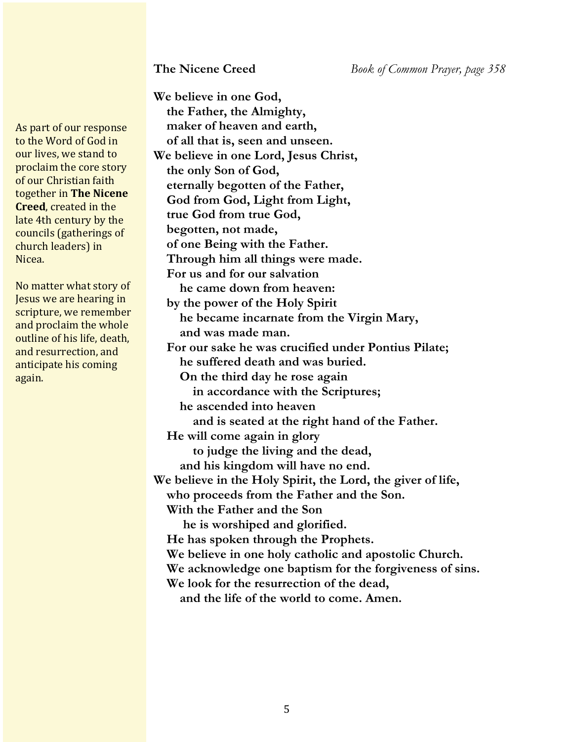As part of our response to the Word of God in our lives, we stand to proclaim the core story of our Christian faith together in **The Nicene Creed**, created in the late 4th century by the councils (gatherings of church leaders) in Nicea.

No matter what story of Jesus we are hearing in scripture, we remember and proclaim the whole outline of his life, death, and resurrection, and anticipate his coming again.

## The Nicene Creed

*Book of Common Prayer, page 358*

**We believe in one God,**
**the Father, the Almighty,**
**maker of heaven and earth,**
**of all that is, seen and unseen.**
**We believe in one Lord, Jesus Christ,**
**the only Son of God,**
**eternally begotten of the Father,**
**God from God, Light from Light,**
**true God from true God,**
**begotten, not made,**
**of one Being with the Father.**
**Through him all things were made.**
**For us and for our salvation**
**he came down from heaven:**
**by the power of the Holy Spirit**
**he became incarnate from the Virgin Mary,**
**and was made man.**
**For our sake he was crucified under Pontius Pilate;**
**he suffered death and was buried.**
**On the third day he rose again**
**in accordance with the Scriptures;**
**he ascended into heaven**
**and is seated at the right hand of the Father.**
**He will come again in glory**
**to judge the living and the dead,**
**and his kingdom will have no end.**
**We believe in the Holy Spirit, the Lord, the giver of life,**
**who proceeds from the Father and the Son.**
**With the Father and the Son**
**he is worshiped and glorified.**
**He has spoken through the Prophets.**
**We believe in one holy catholic and apostolic Church.**
**We acknowledge one baptism for the forgiveness of sins.**
**We look for the resurrection of the dead,**
**and the life of the world to come. Amen.**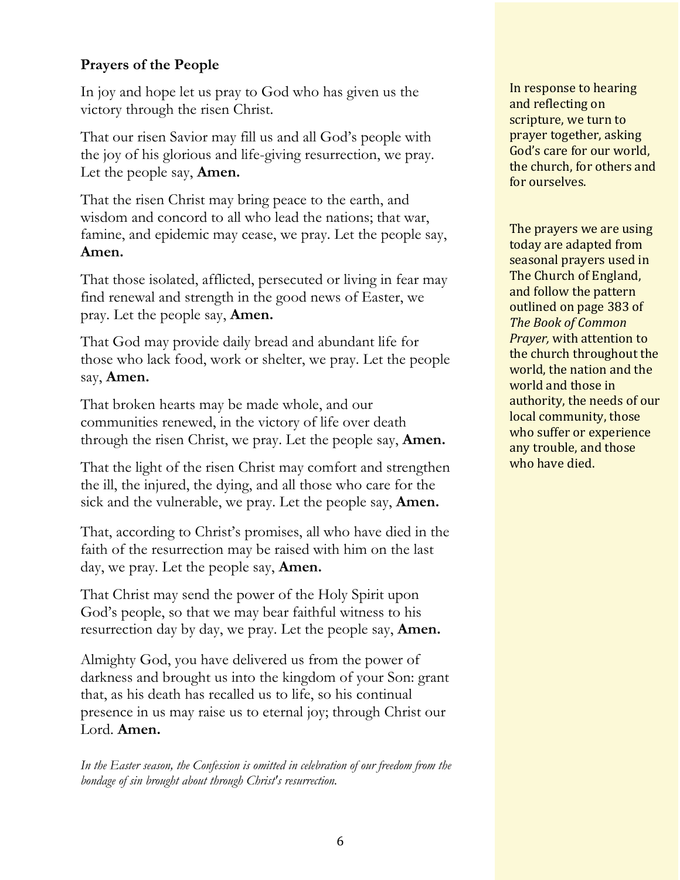## Prayers of the People

In joy and hope let us pray to God who has given us the victory through the risen Christ.

That our risen Savior may fill us and all God's people with the joy of his glorious and life-giving resurrection, we pray. Let the people say, **Amen.**

That the risen Christ may bring peace to the earth, and wisdom and concord to all who lead the nations; that war, famine, and epidemic may cease, we pray. Let the people say, **Amen.**

That those isolated, afflicted, persecuted or living in fear may find renewal and strength in the good news of Easter, we pray. Let the people say, **Amen.**

That God may provide daily bread and abundant life for those who lack food, work or shelter, we pray. Let the people say, **Amen.**

That broken hearts may be made whole, and our communities renewed, in the victory of life over death through the risen Christ, we pray. Let the people say, **Amen.**

That the light of the risen Christ may comfort and strengthen the ill, the injured, the dying, and all those who care for the sick and the vulnerable, we pray. Let the people say, **Amen.**

That, according to Christ's promises, all who have died in the faith of the resurrection may be raised with him on the last day, we pray. Let the people say, **Amen.**

That Christ may send the power of the Holy Spirit upon God's people, so that we may bear faithful witness to his resurrection day by day, we pray. Let the people say, **Amen.**

Almighty God, you have delivered us from the power of darkness and brought us into the kingdom of your Son: grant that, as his death has recalled us to life, so his continual presence in us may raise us to eternal joy; through Christ our Lord. **Amen.**

*In the Easter season, the Confession is omitted in celebration of our freedom from the bondage of sin brought about through Christ's resurrection.*

In response to hearing and reflecting on scripture, we turn to prayer together, asking God's care for our world, the church, for others and for ourselves.

The prayers we are using today are adapted from seasonal prayers used in The Church of England, and follow the pattern outlined on page 383 of *The Book of Common Prayer,* with attention to the church throughout the world, the nation and the world and those in authority, the needs of our local community, those who suffer or experience any trouble, and those who have died.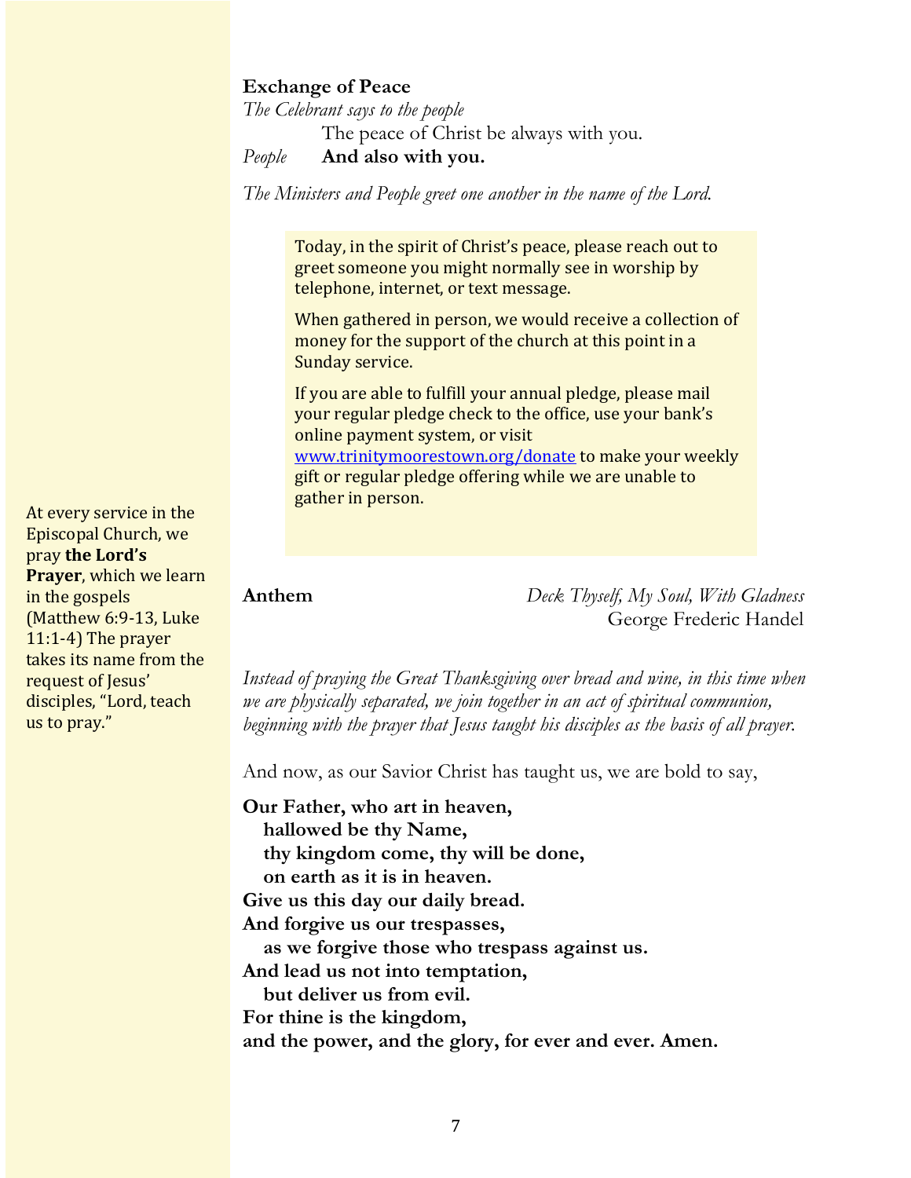**Exchange of Peace**

*The Celebrant says to the people*

The peace of Christ be always with you.

*People* **And also with you.**

*The Ministers and People greet one another in the name of the Lord.*

> Today, in the spirit of Christ's peace, please reach out to greet someone you might normally see in worship by telephone, internet, or text message.
>
> When gathered in person, we would receive a collection of money for the support of the church at this point in a Sunday service.
>
> If you are able to fulfill your annual pledge, please mail your regular pledge check to the office, use your bank's online payment system, or visit www.trinitymoorestown.org/donate to make your weekly gift or regular pledge offering while we are unable to gather in person.

At every service in the Episcopal Church, we pray **the Lord's Prayer**, which we learn in the gospels (Matthew 6:9-13, Luke 11:1-4) The prayer takes its name from the request of Jesus' disciples, "Lord, teach us to pray."

**Anthem** *Deck Thyself, My Soul, With Gladness*
George Frederic Handel

*Instead of praying the Great Thanksgiving over bread and wine, in this time when we are physically separated, we join together in an act of spiritual communion, beginning with the prayer that Jesus taught his disciples as the basis of all prayer.*

And now, as our Savior Christ has taught us, we are bold to say,

**Our Father, who art in heaven,**
**hallowed be thy Name,**
**thy kingdom come, thy will be done,**
**on earth as it is in heaven.**
**Give us this day our daily bread.**
**And forgive us our trespasses,**
**as we forgive those who trespass against us.**
**And lead us not into temptation,**
**but deliver us from evil.**
**For thine is the kingdom,**
**and the power, and the glory, for ever and ever. Amen.**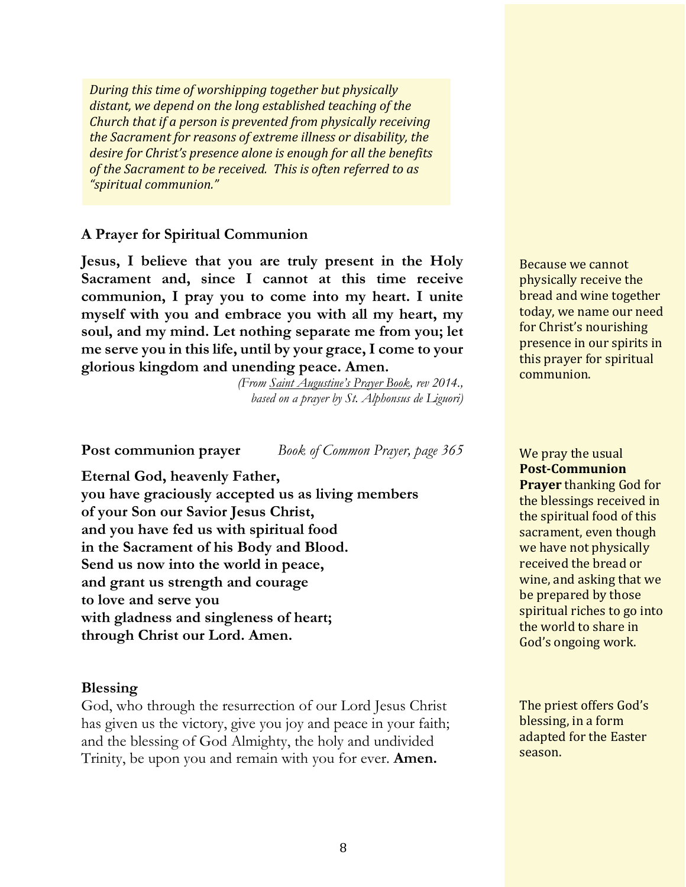*During this time of worshipping together but physically distant, we depend on the long established teaching of the Church that if a person is prevented from physically receiving the Sacrament for reasons of extreme illness or disability, the desire for Christ's presence alone is enough for all the benefits of the Sacrament to be received. This is often referred to as "spiritual communion."*

### A Prayer for Spiritual Communion

**Jesus, I believe that you are truly present in the Holy Sacrament and, since I cannot at this time receive communion, I pray you to come into my heart. I unite myself with you and embrace you with all my heart, my soul, and my mind. Let nothing separate me from you; let me serve you in this life, until by your grace, I come to your glorious kingdom and unending peace. Amen.**

*(From Saint Augustine's Prayer Book, rev 2014., based on a prayer by St. Alphonsus de Liguori)*

Because we cannot physically receive the bread and wine together today, we name our need for Christ's nourishing presence in our spirits in this prayer for spiritual communion.

### Post communion prayer *Book of Common Prayer, page 365*

**Eternal God, heavenly Father,**
**you have graciously accepted us as living members**
**of your Son our Savior Jesus Christ,**
**and you have fed us with spiritual food**
**in the Sacrament of his Body and Blood.**
**Send us now into the world in peace,**
**and grant us strength and courage**
**to love and serve you**
**with gladness and singleness of heart;**
**through Christ our Lord. Amen.**

We pray the usual **Post-Communion Prayer** thanking God for the blessings received in the spiritual food of this sacrament, even though we have not physically received the bread or wine, and asking that we be prepared by those spiritual riches to go into the world to share in God's ongoing work.

### Blessing

God, who through the resurrection of our Lord Jesus Christ has given us the victory, give you joy and peace in your faith; and the blessing of God Almighty, the holy and undivided Trinity, be upon you and remain with you for ever. **Amen.**

The priest offers God's blessing, in a form adapted for the Easter season.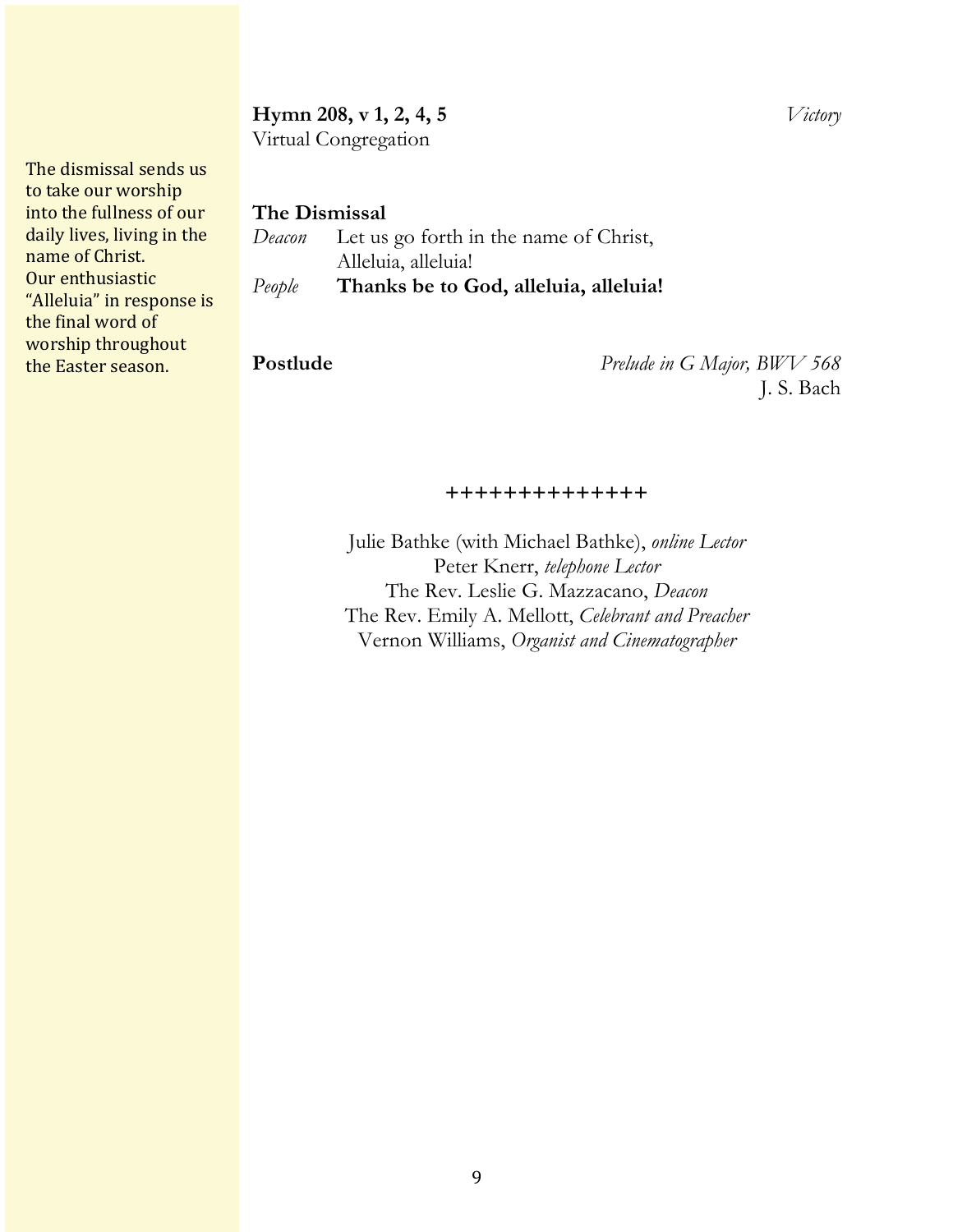The dismissal sends us to take our worship into the fullness of our daily lives, living in the name of Christ. Our enthusiastic "Alleluia" in response is the final word of worship throughout the Easter season.

**Hymn 208, v 1, 2, 4, 5** *Victory*
Virtual Congregation

**The Dismissal**

*Deacon* Let us go forth in the name of Christ,
Alleluia, alleluia!

*People* **Thanks be to God, alleluia, alleluia!**

**Postlude** *Prelude in G Major, BWV 568*
J. S. Bach

++++++++++++++

Julie Bathke (with Michael Bathke), *online Lector*
Peter Knerr, *telephone Lector*
The Rev. Leslie G. Mazzacano, *Deacon*
The Rev. Emily A. Mellott, *Celebrant and Preacher*
Vernon Williams, *Organist and Cinematographer*